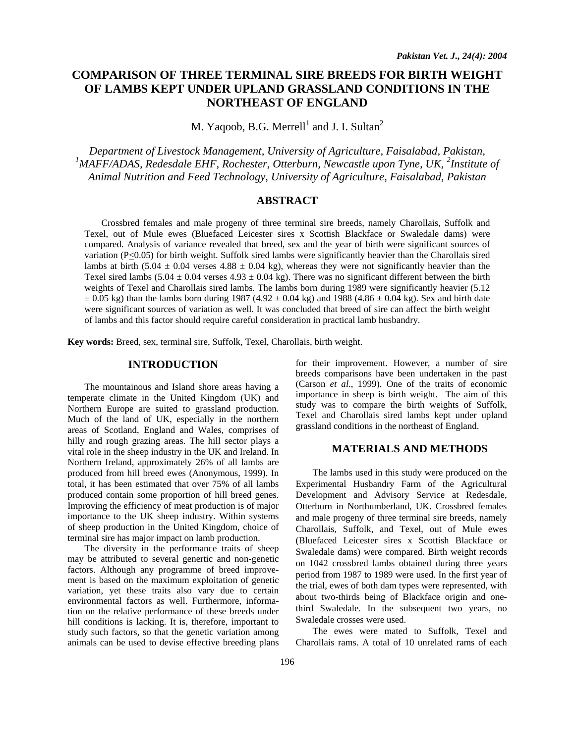# COMPARISON OF THREE TERMINAL SIRE BREEDS FOR BIRTH WEIGHT OF LAMBS KEPT UNDER UPLAND GRASSLAND CONDITIONS IN THE NORTHEAST OF ENGLAND

M. Yaqoob, B.G. Merrell[1] and J. I. Sultan[2]

*Department of Livestock Management, University of Agriculture, Faisalabad, Pakistan, [1]MAFF/ADAS, Redesdale EHF, Rochester, Otterburn, Newcastle upon Tyne, UK, [2]Institute of Animal Nutrition and Feed Technology, University of Agriculture, Faisalabad, Pakistan*

## ABSTRACT

Crossbred females and male progeny of three terminal sire breeds, namely Charollais, Suffolk and Texel, out of Mule ewes (Bluefaced Leicester sires x Scottish Blackface or Swaledale dams) were compared. Analysis of variance revealed that breed, sex and the year of birth were significant sources of variation ($P \leq 0.05$) for birth weight. Suffolk sired lambs were significantly heavier than the Charollais sired lambs at birth (5.04 ± 0.04 verses 4.88 ± 0.04 kg), whereas they were not significantly heavier than the Texel sired lambs (5.04 ± 0.04 verses 4.93 ± 0.04 kg). There was no significant different between the birth weights of Texel and Charollais sired lambs. The lambs born during 1989 were significantly heavier (5.12 ± 0.05 kg) than the lambs born during 1987 (4.92 ± 0.04 kg) and 1988 (4.86 ± 0.04 kg). Sex and birth date were significant sources of variation as well. It was concluded that breed of sire can affect the birth weight of lambs and this factor should require careful consideration in practical lamb husbandry.

**Key words:** Breed, sex, terminal sire, Suffolk, Texel, Charollais, birth weight.

## INTRODUCTION

The mountainous and Island shore areas having a temperate climate in the United Kingdom (UK) and Northern Europe are suited to grassland production. Much of the land of UK, especially in the northern areas of Scotland, England and Wales, comprises of hilly and rough grazing areas. The hill sector plays a vital role in the sheep industry in the UK and Ireland. In Northern Ireland, approximately 26% of all lambs are produced from hill breed ewes (Anonymous, 1999). In total, it has been estimated that over 75% of all lambs produced contain some proportion of hill breed genes. Improving the efficiency of meat production is of major importance to the UK sheep industry. Within systems of sheep production in the United Kingdom, choice of terminal sire has major impact on lamb production.

The diversity in the performance traits of sheep may be attributed to several genertic and non-genetic factors. Although any programme of breed improvement is based on the maximum exploitation of genetic variation, yet these traits also vary due to certain environmental factors as well. Furthermore, information on the relative performance of these breeds under hill conditions is lacking. It is, therefore, important to study such factors, so that the genetic variation among animals can be used to devise effective breeding plans for their improvement. However, a number of sire breeds comparisons have been undertaken in the past (Carson *et al*., 1999). One of the traits of economic importance in sheep is birth weight. The aim of this study was to compare the birth weights of Suffolk, Texel and Charollais sired lambs kept under upland grassland conditions in the northeast of England.

## MATERIALS AND METHODS

The lambs used in this study were produced on the Experimental Husbandry Farm of the Agricultural Development and Advisory Service at Redesdale, Otterburn in Northumberland, UK. Crossbred females and male progeny of three terminal sire breeds, namely Charollais, Suffolk, and Texel, out of Mule ewes (Bluefaced Leicester sires x Scottish Blackface or Swaledale dams) were compared. Birth weight records on 1042 crossbred lambs obtained during three years period from 1987 to 1989 were used. In the first year of the trial, ewes of both dam types were represented, with about two-thirds being of Blackface origin and one-third Swaledale. In the subsequent two years, no Swaledale crosses were used.

The ewes were mated to Suffolk, Texel and Charollais rams. A total of 10 unrelated rams of each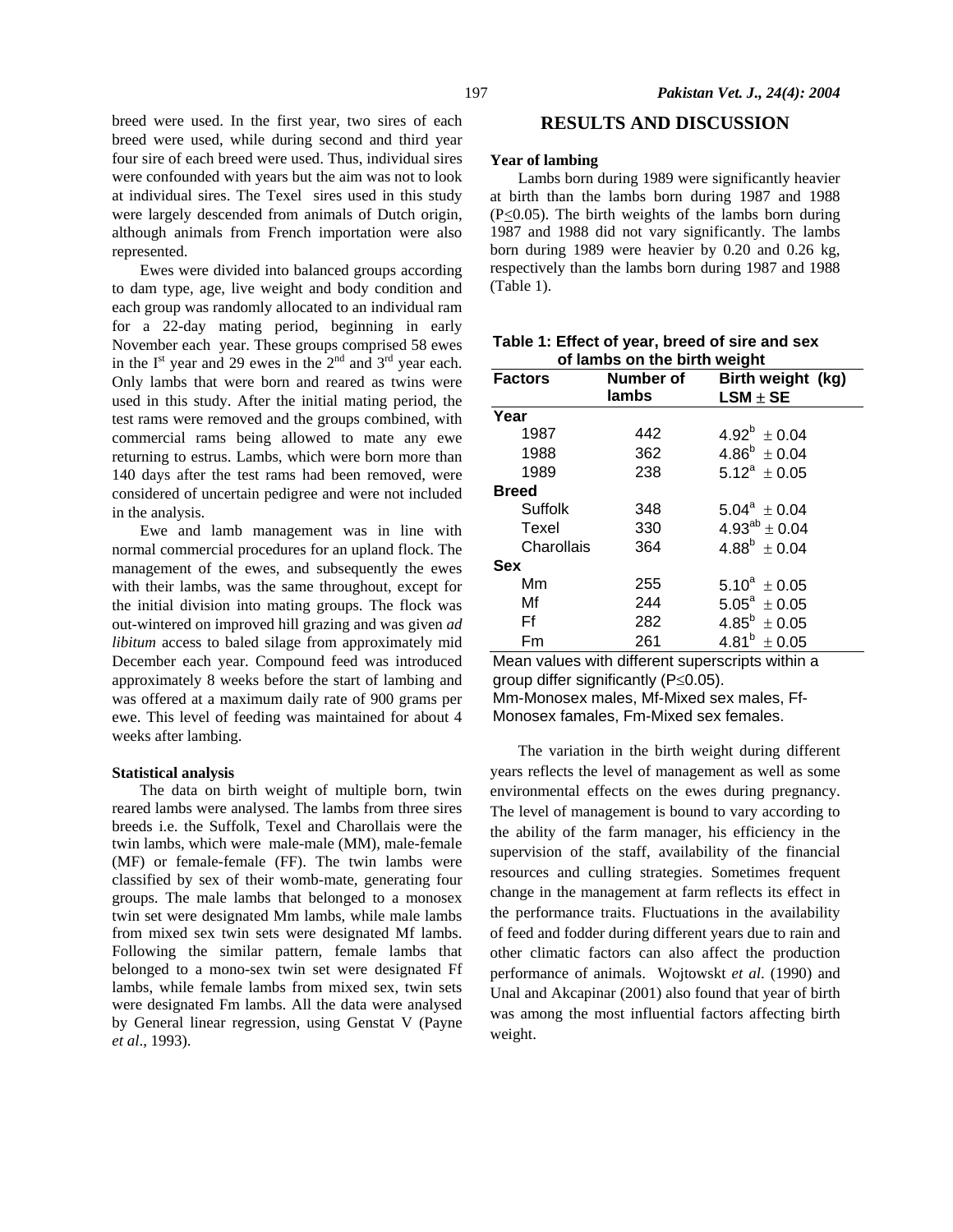breed were used. In the first year, two sires of each breed were used, while during second and third year four sire of each breed were used. Thus, individual sires were confounded with years but the aim was not to look at individual sires. The Texel sires used in this study were largely descended from animals of Dutch origin, although animals from French importation were also represented.

Ewes were divided into balanced groups according to dam type, age, live weight and body condition and each group was randomly allocated to an individual ram for a 22-day mating period, beginning in early November each year. These groups comprised 58 ewes in the I[st] year and 29 ewes in the 2[nd] and 3[rd] year each. Only lambs that were born and reared as twins were used in this study. After the initial mating period, the test rams were removed and the groups combined, with commercial rams being allowed to mate any ewe returning to estrus. Lambs, which were born more than 140 days after the test rams had been removed, were considered of uncertain pedigree and were not included in the analysis.

Ewe and lamb management was in line with normal commercial procedures for an upland flock. The management of the ewes, and subsequently the ewes with their lambs, was the same throughout, except for the initial division into mating groups. The flock was out-wintered on improved hill grazing and was given *ad libitum* access to baled silage from approximately mid December each year. Compound feed was introduced approximately 8 weeks before the start of lambing and was offered at a maximum daily rate of 900 grams per ewe. This level of feeding was maintained for about 4 weeks after lambing.

**Statistical analysis**

The data on birth weight of multiple born, twin reared lambs were analysed. The lambs from three sires breeds i.e. the Suffolk, Texel and Charollais were the twin lambs, which were male-male (MM), male-female (MF) or female-female (FF). The twin lambs were classified by sex of their womb-mate, generating four groups. The male lambs that belonged to a monosex twin set were designated Mm lambs, while male lambs from mixed sex twin sets were designated Mf lambs. Following the similar pattern, female lambs that belonged to a mono-sex twin set were designated Ff lambs, while female lambs from mixed sex, twin sets were designated Fm lambs. All the data were analysed by General linear regression, using Genstat V (Payne *et al*., 1993).

## RESULTS AND DISCUSSION

**Year of lambing**

Lambs born during 1989 were significantly heavier at birth than the lambs born during 1987 and 1988 ($P \leq 0.05$). The birth weights of the lambs born during 1987 and 1988 did not vary significantly. The lambs born during 1989 were heavier by 0.20 and 0.26 kg, respectively than the lambs born during 1987 and 1988 (Table 1).

**Table 1: Effect of year, breed of sire and sex of lambs on the birth weight**

| Factors | Number of lambs | Birth weight (kg) LSM ± SE |
|---|---|---|
| **Year** | | |
| 1987 | 442 | $4.92^{b} \pm 0.04$ |
| 1988 | 362 | $4.86^{b} \pm 0.04$ |
| 1989 | 238 | $5.12^{a} \pm 0.05$ |
| **Breed** | | |
| Suffolk | 348 | $5.04^{a} \pm 0.04$ |
| Texel | 330 | $4.93^{ab} \pm 0.04$ |
| Charollais | 364 | $4.88^{b} \pm 0.04$ |
| **Sex** | | |
| Mm | 255 | $5.10^{a} \pm 0.05$ |
| Mf | 244 | $5.05^{a} \pm 0.05$ |
| Ff | 282 | $4.85^{b} \pm 0.05$ |
| Fm | 261 | $4.81^{b} \pm 0.05$ |

Mean values with different superscripts within a group differ significantly ($P \leq 0.05$).
Mm-Monosex males, Mf-Mixed sex males, Ff-Monosex famales, Fm-Mixed sex females.

The variation in the birth weight during different years reflects the level of management as well as some environmental effects on the ewes during pregnancy. The level of management is bound to vary according to the ability of the farm manager, his efficiency in the supervision of the staff, availability of the financial resources and culling strategies. Sometimes frequent change in the management at farm reflects its effect in the performance traits. Fluctuations in the availability of feed and fodder during different years due to rain and other climatic factors can also affect the production performance of animals. Wojtowskt *et al*. (1990) and Unal and Akcapinar (2001) also found that year of birth was among the most influential factors affecting birth weight.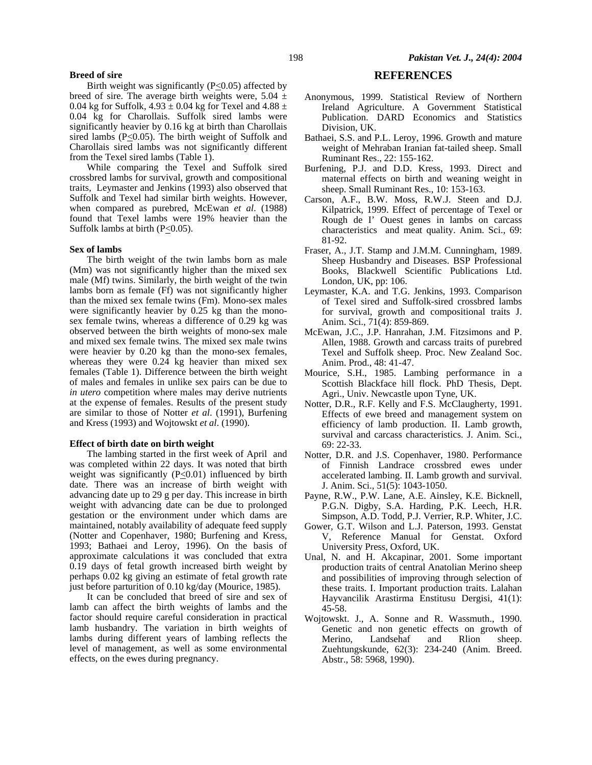### Breed of sire

Birth weight was significantly ($P \leq 0.05$) affected by breed of sire. The average birth weights were, 5.04 ± 0.04 kg for Suffolk, 4.93 ± 0.04 kg for Texel and 4.88 ± 0.04 kg for Charollais. Suffolk sired lambs were significantly heavier by 0.16 kg at birth than Charollais sired lambs ($P \leq 0.05$). The birth weight of Suffolk and Charollais sired lambs was not significantly different from the Texel sired lambs (Table 1).

While comparing the Texel and Suffolk sired crossbred lambs for survival, growth and compositional traits, Leymaster and Jenkins (1993) also observed that Suffolk and Texel had similar birth weights. However, when compared as purebred, McEwan *et al*. (1988) found that Texel lambs were 19% heavier than the Suffolk lambs at birth ($P \leq 0.05$).

### Sex of lambs

The birth weight of the twin lambs born as male (Mm) was not significantly higher than the mixed sex male (Mf) twins. Similarly, the birth weight of the twin lambs born as female (Ff) was not significantly higher than the mixed sex female twins (Fm). Mono-sex males were significantly heavier by 0.25 kg than the mono-sex female twins, whereas a difference of 0.29 kg was observed between the birth weights of mono-sex male and mixed sex female twins. The mixed sex male twins were heavier by 0.20 kg than the mono-sex females, whereas they were 0.24 kg heavier than mixed sex females (Table 1). Difference between the birth weight of males and females in unlike sex pairs can be due to *in utero* competition where males may derive nutrients at the expense of females. Results of the present study are similar to those of Notter *et al*. (1991), Burfening and Kress (1993) and Wojtowskt *et al*. (1990).

### Effect of birth date on birth weight

The lambing started in the first week of April and was completed within 22 days. It was noted that birth weight was significantly ($P \leq 0.01$) influenced by birth date. There was an increase of birth weight with advancing date up to 29 g per day. This increase in birth weight with advancing date can be due to prolonged gestation or the environment under which dams are maintained, notably availability of adequate feed supply (Notter and Copenhaver, 1980; Burfening and Kress, 1993; Bathaei and Leroy, 1996). On the basis of approximate calculations it was concluded that extra 0.19 days of fetal growth increased birth weight by perhaps 0.02 kg giving an estimate of fetal growth rate just before parturition of 0.10 kg/day (Mourice, 1985).

It can be concluded that breed of sire and sex of lamb can affect the birth weights of lambs and the factor should require careful consideration in practical lamb husbandry. The variation in birth weights of lambs during different years of lambing reflects the level of management, as well as some environmental effects, on the ewes during pregnancy.

## REFERENCES

Anonymous, 1999. Statistical Review of Northern Ireland Agriculture. A Government Statistical Publication. DARD Economics and Statistics Division, UK.

Bathaei, S.S. and P.L. Leroy, 1996. Growth and mature weight of Mehraban Iranian fat-tailed sheep. Small Ruminant Res., 22: 155-162.

Burfening, P.J. and D.D. Kress, 1993. Direct and maternal effects on birth and weaning weight in sheep. Small Ruminant Res., 10: 153-163.

Carson, A.F., B.W. Moss, R.W.J. Steen and D.J. Kilpatrick, 1999. Effect of percentage of Texel or Rough de I' Ouest genes in lambs on carcass characteristics and meat quality. Anim. Sci., 69: 81-92.

Fraser, A., J.T. Stamp and J.M.M. Cunningham, 1989. Sheep Husbandry and Diseases. BSP Professional Books, Blackwell Scientific Publications Ltd. London, UK, pp: 106.

Leymaster, K.A. and T.G. Jenkins, 1993. Comparison of Texel sired and Suffolk-sired crossbred lambs for survival, growth and compositional traits J. Anim. Sci., 71(4): 859-869.

McEwan, J.C., J.P. Hanrahan, J.M. Fitzsimons and P. Allen, 1988. Growth and carcass traits of purebred Texel and Suffolk sheep. Proc. New Zealand Soc. Anim. Prod., 48: 41-47.

Mourice, S.H., 1985. Lambing performance in a Scottish Blackface hill flock. PhD Thesis, Dept. Agri., Univ. Newcastle upon Tyne, UK.

Notter, D.R., R.F. Kelly and F.S. McClaugherty, 1991. Effects of ewe breed and management system on efficiency of lamb production. II. Lamb growth, survival and carcass characteristics. J. Anim. Sci., 69: 22-33.

Notter, D.R. and J.S. Copenhaver, 1980. Performance of Finnish Landrace crossbred ewes under accelerated lambing. II. Lamb growth and survival. J. Anim. Sci., 51(5): 1043-1050.

Payne, R.W., P.W. Lane, A.E. Ainsley, K.E. Bicknell, P.G.N. Digby, S.A. Harding, P.K. Leech, H.R. Simpson, A.D. Todd, P.J. Verrier, R.P. Whiter, J.C. Gower, G.T. Wilson and L.J. Paterson, 1993. Genstat V, Reference Manual for Genstat. Oxford University Press, Oxford, UK.

Unal, N. and H. Akcapinar, 2001. Some important production traits of central Anatolian Merino sheep and possibilities of improving through selection of these traits. I. Important production traits. Lalahan Hayvancilik Arastirma Enstitusu Dergisi, 41(1): 45-58.

Wojtowskt. J., A. Sonne and R. Wassmuth., 1990. Genetic and non genetic effects on growth of Merino, Landsehaf and Rlion sheep. Zuehtungskunde, 62(3): 234-240 (Anim. Breed. Abstr., 58: 5968, 1990).